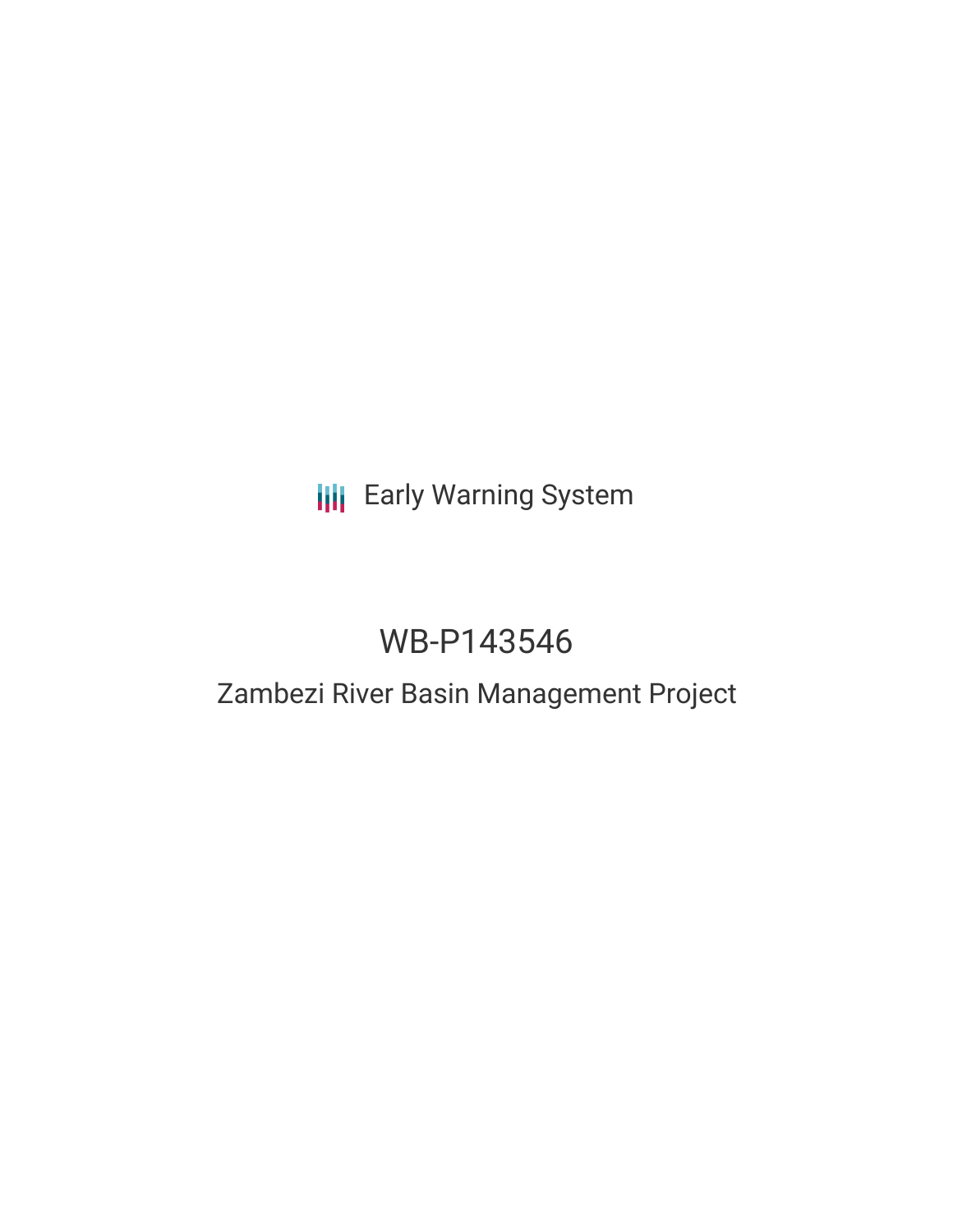Early Warning System

# WB-P143546

## Zambezi River Basin Management Project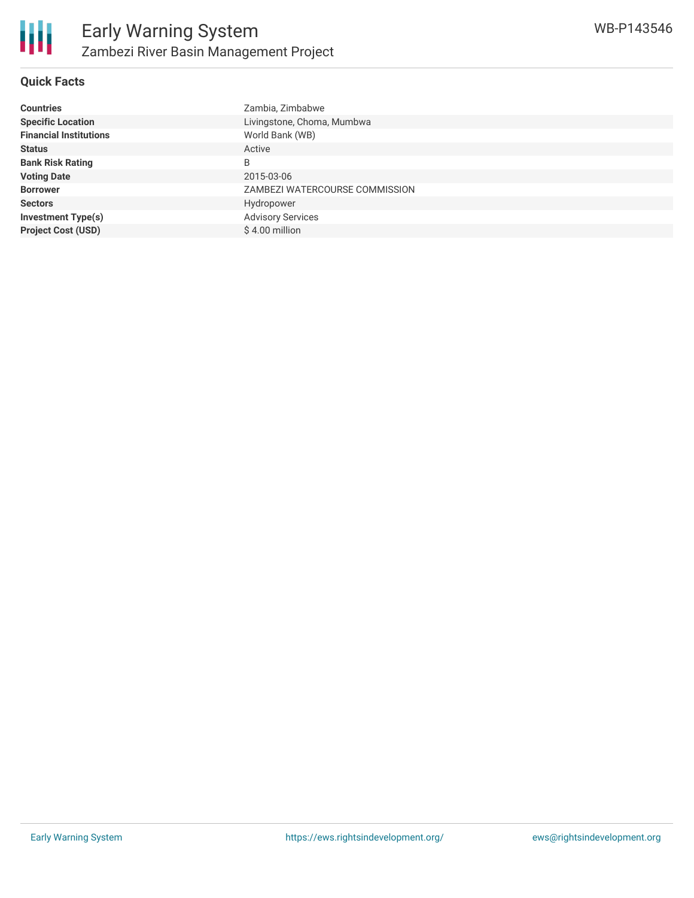# Early Warning System

## Zambezi River Basin Management Project

WB-P143546

### Quick Facts

| | |
|---|---|
| **Countries** | Zambia, Zimbabwe |
| **Specific Location** | Livingstone, Choma, Mumbwa |
| **Financial Institutions** | World Bank (WB) |
| **Status** | Active |
| **Bank Risk Rating** | B |
| **Voting Date** | 2015-03-06 |
| **Borrower** | ZAMBEZI WATERCOURSE COMMISSION |
| **Sectors** | Hydropower |
| **Investment Type(s)** | Advisory Services |
| **Project Cost (USD)** | $ 4.00 million |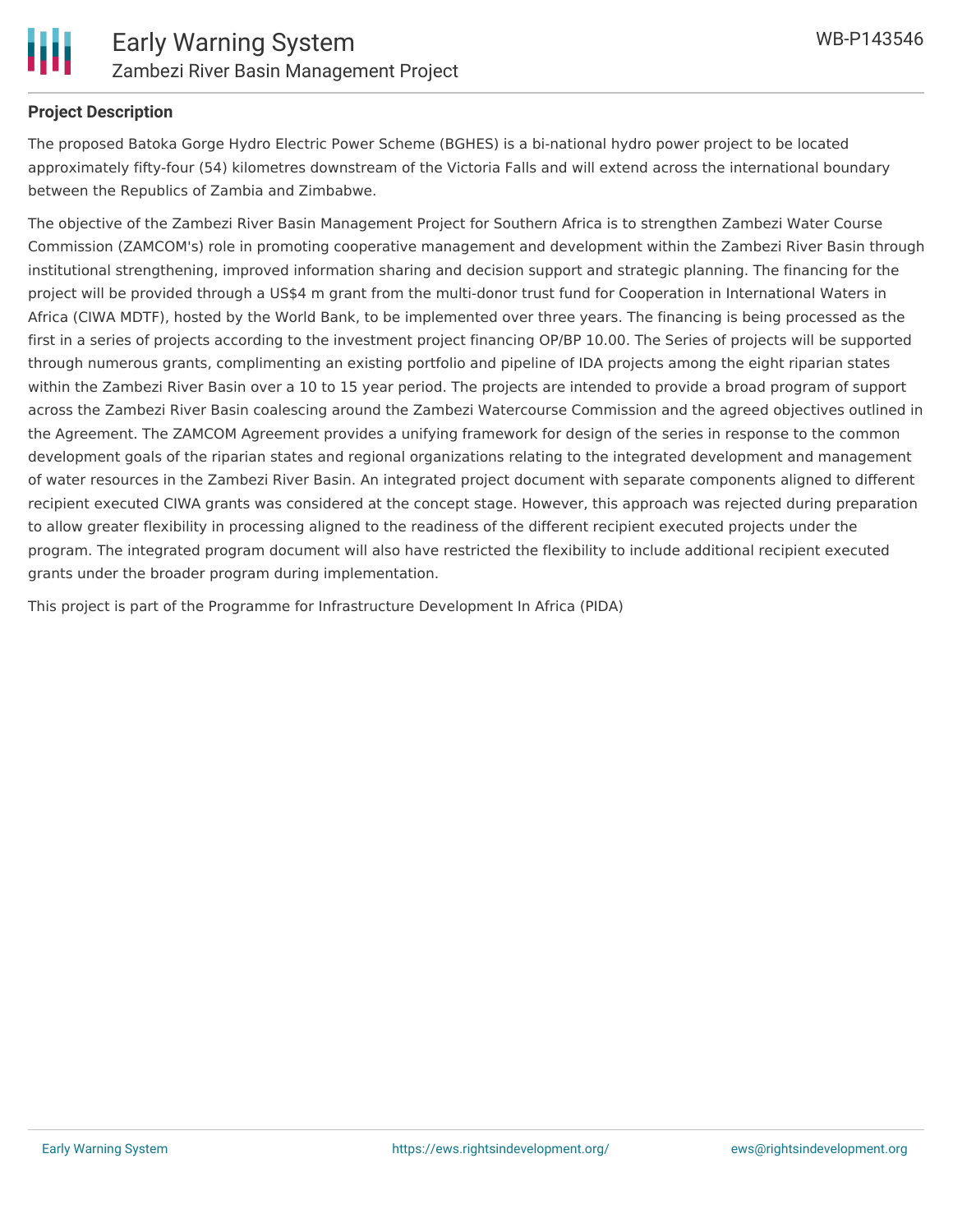### Project Description

The proposed Batoka Gorge Hydro Electric Power Scheme (BGHES) is a bi-national hydro power project to be located approximately fifty-four (54) kilometres downstream of the Victoria Falls and will extend across the international boundary between the Republics of Zambia and Zimbabwe.

The objective of the Zambezi River Basin Management Project for Southern Africa is to strengthen Zambezi Water Course Commission (ZAMCOM's) role in promoting cooperative management and development within the Zambezi River Basin through institutional strengthening, improved information sharing and decision support and strategic planning. The financing for the project will be provided through a US$4 m grant from the multi-donor trust fund for Cooperation in International Waters in Africa (CIWA MDTF), hosted by the World Bank, to be implemented over three years. The financing is being processed as the first in a series of projects according to the investment project financing OP/BP 10.00. The Series of projects will be supported through numerous grants, complimenting an existing portfolio and pipeline of IDA projects among the eight riparian states within the Zambezi River Basin over a 10 to 15 year period. The projects are intended to provide a broad program of support across the Zambezi River Basin coalescing around the Zambezi Watercourse Commission and the agreed objectives outlined in the Agreement. The ZAMCOM Agreement provides a unifying framework for design of the series in response to the common development goals of the riparian states and regional organizations relating to the integrated development and management of water resources in the Zambezi River Basin. An integrated project document with separate components aligned to different recipient executed CIWA grants was considered at the concept stage. However, this approach was rejected during preparation to allow greater flexibility in processing aligned to the readiness of the different recipient executed projects under the program. The integrated program document will also have restricted the flexibility to include additional recipient executed grants under the broader program during implementation.

This project is part of the Programme for Infrastructure Development In Africa (PIDA)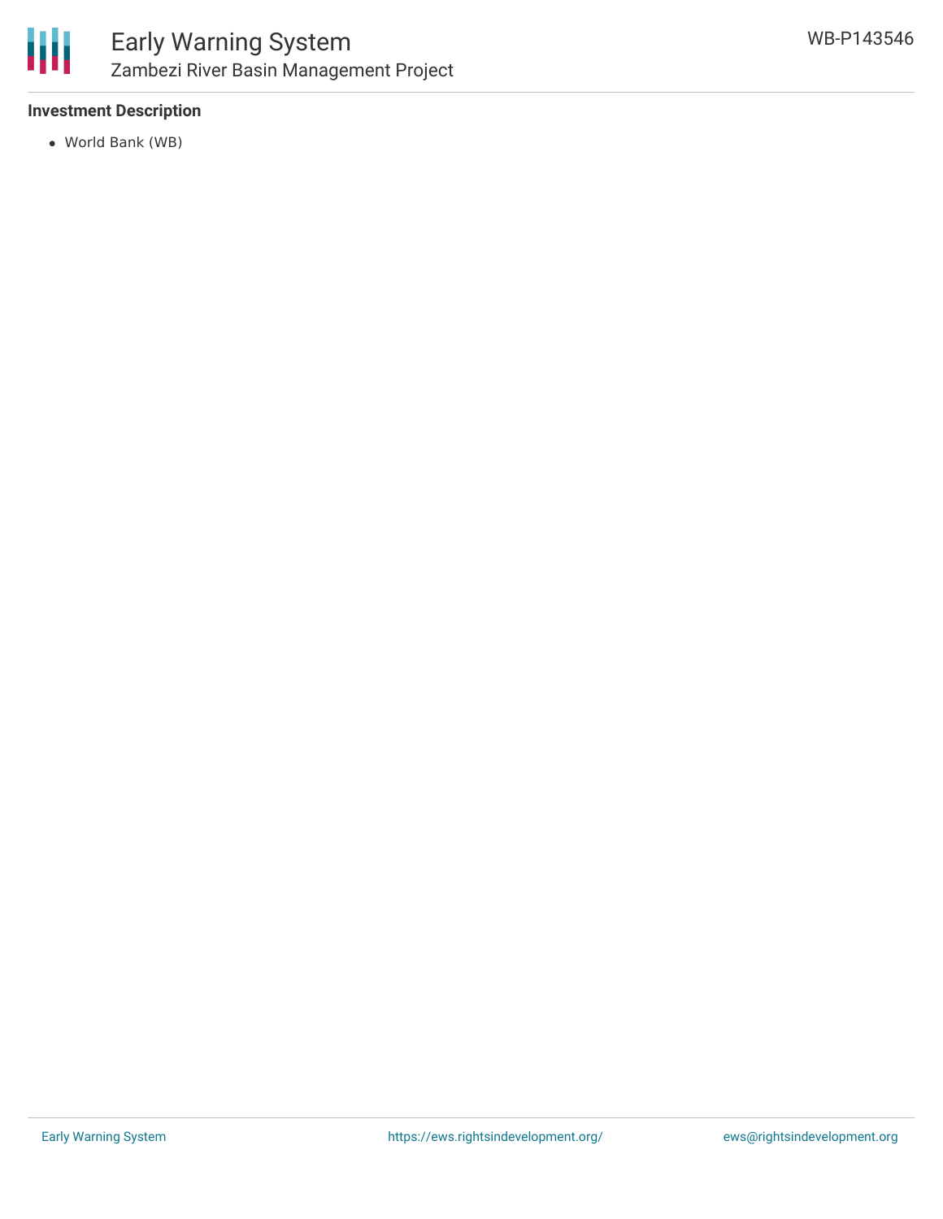### Investment Description

- World Bank (WB)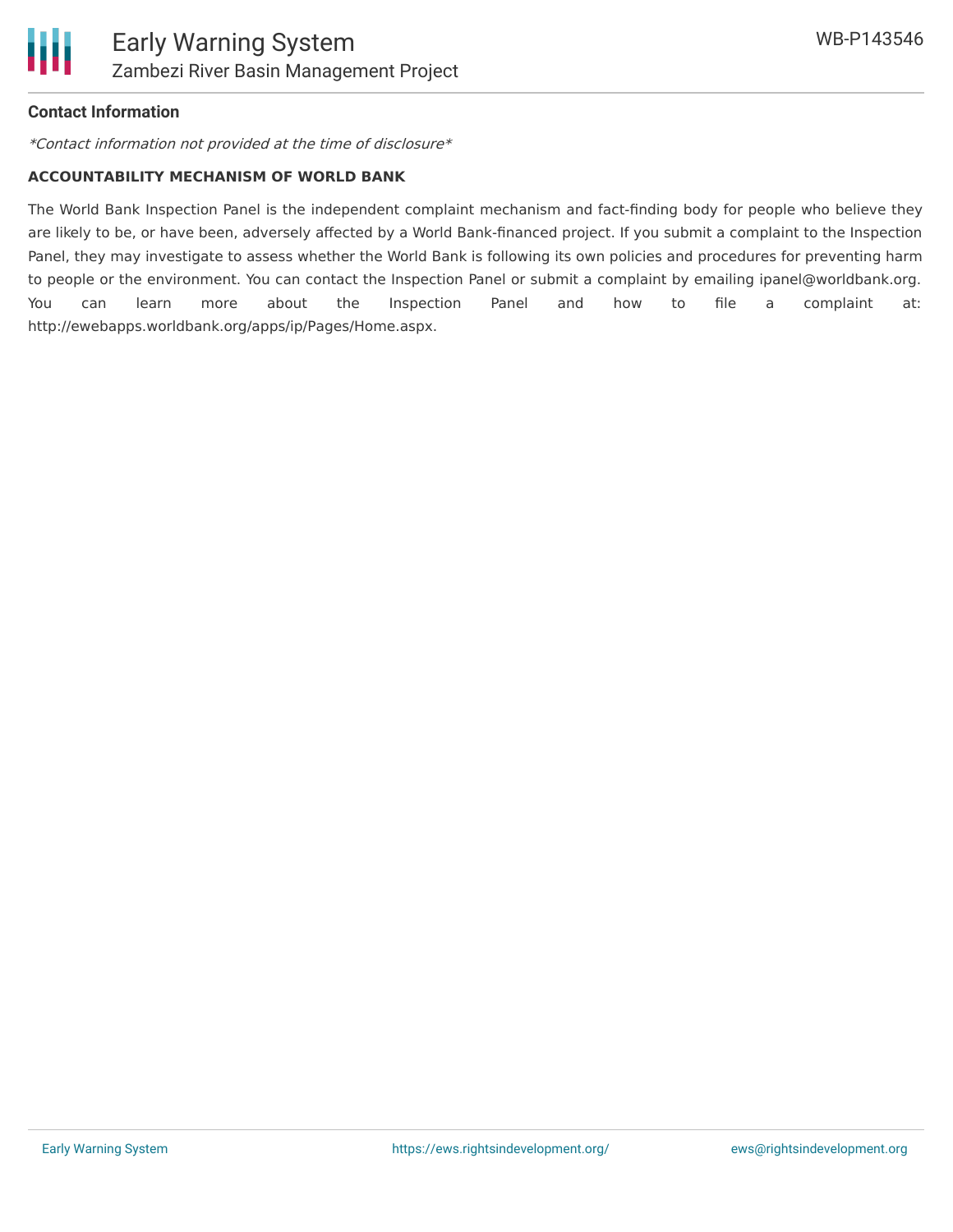## Contact Information

*Contact information not provided at the time of disclosure*

**ACCOUNTABILITY MECHANISM OF WORLD BANK**

The World Bank Inspection Panel is the independent complaint mechanism and fact-finding body for people who believe they are likely to be, or have been, adversely affected by a World Bank-financed project. If you submit a complaint to the Inspection Panel, they may investigate to assess whether the World Bank is following its own policies and procedures for preventing harm to people or the environment. You can contact the Inspection Panel or submit a complaint by emailing ipanel@worldbank.org. You can learn more about the Inspection Panel and how to file a complaint at: http://ewebapps.worldbank.org/apps/ip/Pages/Home.aspx.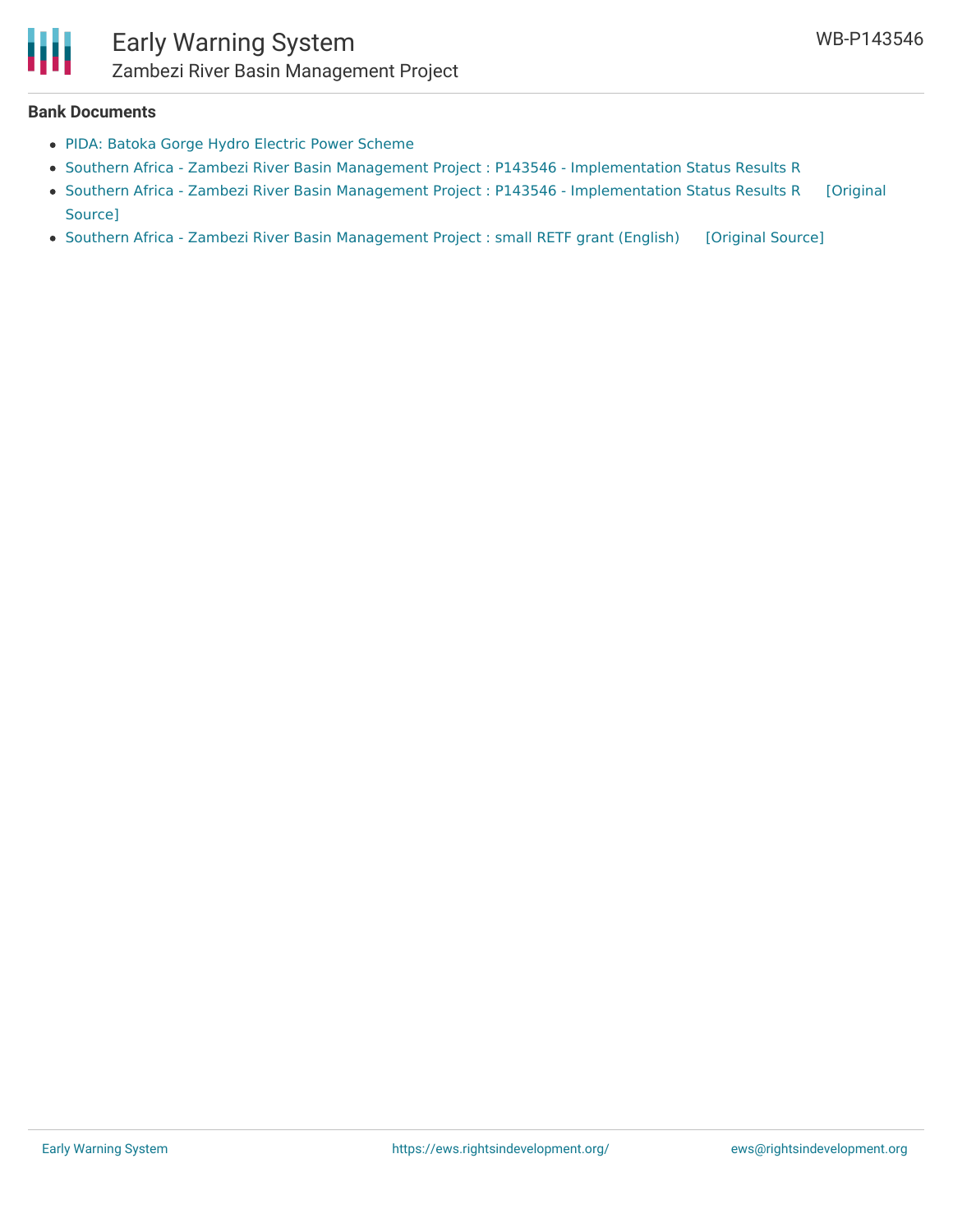**Bank Documents**

- PIDA: Batoka Gorge Hydro Electric Power Scheme
- Southern Africa - Zambezi River Basin Management Project : P143546 - Implementation Status Results R
- Southern Africa - Zambezi River Basin Management Project : P143546 - Implementation Status Results R [Original Source]
- Southern Africa - Zambezi River Basin Management Project : small RETF grant (English) [Original Source]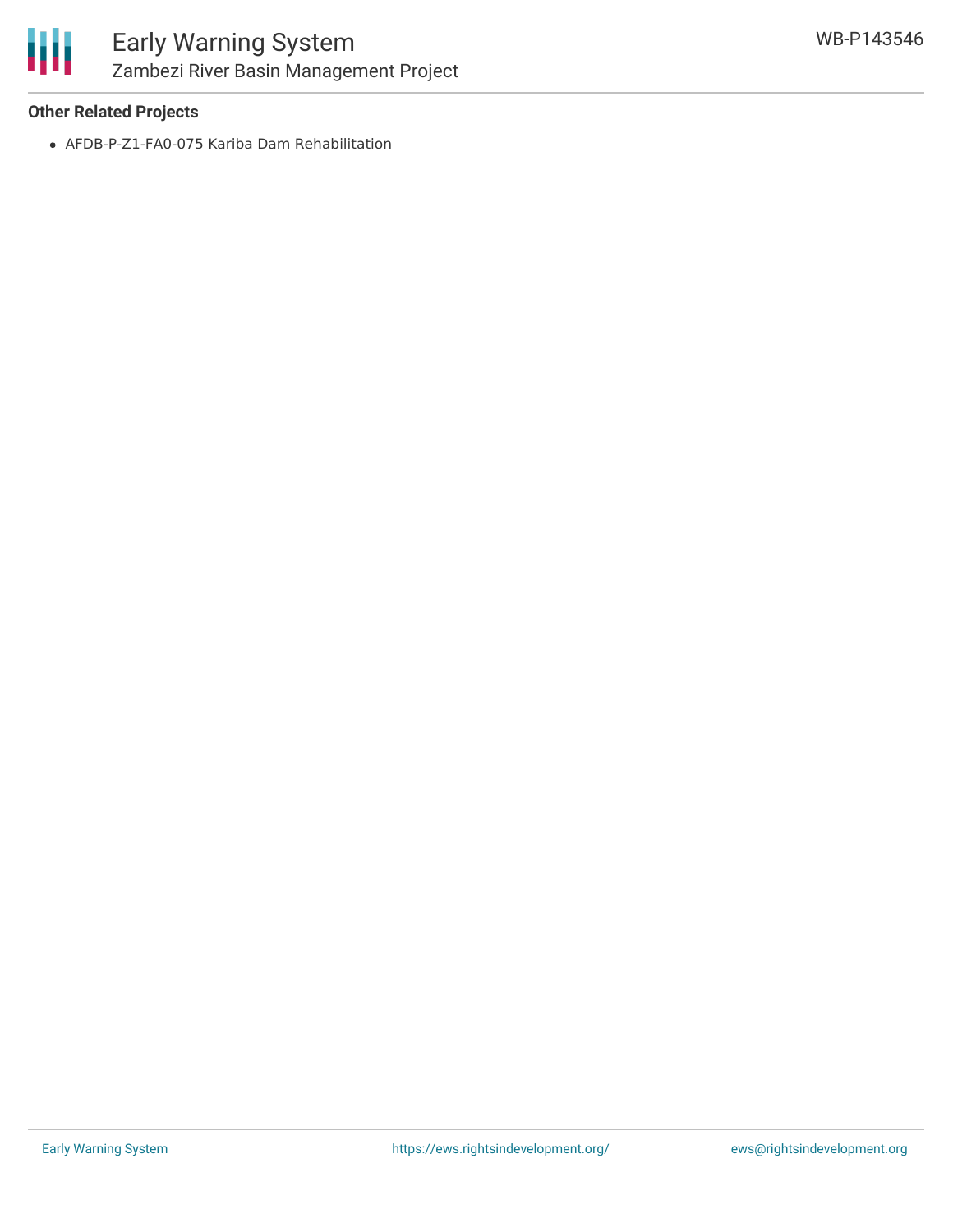**Other Related Projects**

- AFDB-P-Z1-FA0-075 Kariba Dam Rehabilitation